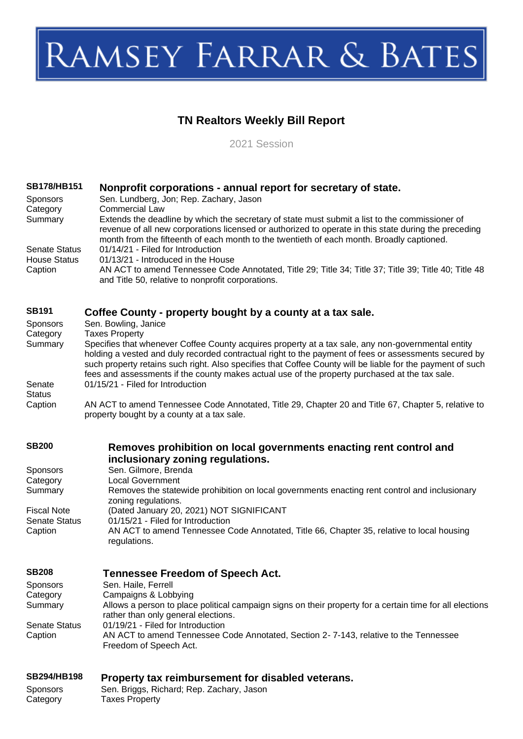# RAMSEY FARRAR & BATES

## TN Realtors Weekly Bill Report

2021 Session

### SB178/HB151 Nonprofit corporations - annual report for secretary of state.

Sponsors: Sen. Lundberg, Jon; Rep. Zachary, Jason
Category: Commercial Law
Summary: Extends the deadline by which the secretary of state must submit a list to the commissioner of revenue of all new corporations licensed or authorized to operate in this state during the preceding month from the fifteenth of each month to the twentieth of each month. Broadly captioned.
Senate Status: 01/14/21 - Filed for Introduction
House Status: 01/13/21 - Introduced in the House
Caption: AN ACT to amend Tennessee Code Annotated, Title 29; Title 34; Title 37; Title 39; Title 40; Title 48 and Title 50, relative to nonprofit corporations.

### SB191 Coffee County - property bought by a county at a tax sale.

Sponsors: Sen. Bowling, Janice
Category: Taxes Property
Summary: Specifies that whenever Coffee County acquires property at a tax sale, any non-governmental entity holding a vested and duly recorded contractual right to the payment of fees or assessments secured by such property retains such right. Also specifies that Coffee County will be liable for the payment of such fees and assessments if the county makes actual use of the property purchased at the tax sale.
Senate Status: 01/15/21 - Filed for Introduction
Caption: AN ACT to amend Tennessee Code Annotated, Title 29, Chapter 20 and Title 67, Chapter 5, relative to property bought by a county at a tax sale.

### SB200 Removes prohibition on local governments enacting rent control and inclusionary zoning regulations.

Sponsors: Sen. Gilmore, Brenda
Category: Local Government
Summary: Removes the statewide prohibition on local governments enacting rent control and inclusionary zoning regulations.
Fiscal Note: (Dated January 20, 2021) NOT SIGNIFICANT
Senate Status: 01/15/21 - Filed for Introduction
Caption: AN ACT to amend Tennessee Code Annotated, Title 66, Chapter 35, relative to local housing regulations.

### SB208 Tennessee Freedom of Speech Act.

Sponsors: Sen. Haile, Ferrell
Category: Campaigns & Lobbying
Summary: Allows a person to place political campaign signs on their property for a certain time for all elections rather than only general elections.
Senate Status: 01/19/21 - Filed for Introduction
Caption: AN ACT to amend Tennessee Code Annotated, Section 2- 7-143, relative to the Tennessee Freedom of Speech Act.

### SB294/HB198 Property tax reimbursement for disabled veterans.

Sponsors: Sen. Briggs, Richard; Rep. Zachary, Jason
Category: Taxes Property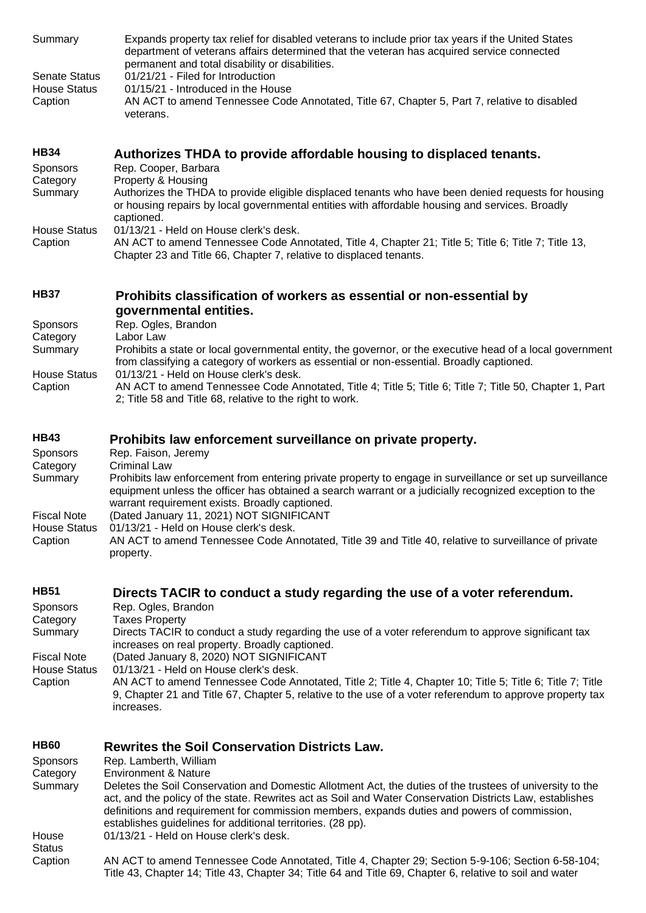Summary | Expands property tax relief for disabled veterans to include prior tax years if the United States department of veterans affairs determined that the veteran has acquired service connected permanent and total disability or disabilities.
---|---
Senate Status | 01/21/21 - Filed for Introduction
House Status | 01/15/21 - Introduced in the House
Caption | AN ACT to amend Tennessee Code Annotated, Title 67, Chapter 5, Part 7, relative to disabled veterans.

### HB34 Authorizes THDA to provide affordable housing to displaced tenants.

- **Sponsors:** Rep. Cooper, Barbara
- **Category:** Property & Housing
- **Summary:** Authorizes the THDA to provide eligible displaced tenants who have been denied requests for housing or housing repairs by local governmental entities with affordable housing and services. Broadly captioned.
- **House Status:** 01/13/21 - Held on House clerk's desk.
- **Caption:** AN ACT to amend Tennessee Code Annotated, Title 4, Chapter 21; Title 5; Title 6; Title 7; Title 13, Chapter 23 and Title 66, Chapter 7, relative to displaced tenants.

### HB37 Prohibits classification of workers as essential or non-essential by governmental entities.

- **Sponsors:** Rep. Ogles, Brandon
- **Category:** Labor Law
- **Summary:** Prohibits a state or local governmental entity, the governor, or the executive head of a local government from classifying a category of workers as essential or non-essential. Broadly captioned.
- **House Status:** 01/13/21 - Held on House clerk's desk.
- **Caption:** AN ACT to amend Tennessee Code Annotated, Title 4; Title 5; Title 6; Title 7; Title 50, Chapter 1, Part 2; Title 58 and Title 68, relative to the right to work.

### HB43 Prohibits law enforcement surveillance on private property.

- **Sponsors:** Rep. Faison, Jeremy
- **Category:** Criminal Law
- **Summary:** Prohibits law enforcement from entering private property to engage in surveillance or set up surveillance equipment unless the officer has obtained a search warrant or a judicially recognized exception to the warrant requirement exists. Broadly captioned.
- **Fiscal Note:** (Dated January 11, 2021) NOT SIGNIFICANT
- **House Status:** 01/13/21 - Held on House clerk's desk.
- **Caption:** AN ACT to amend Tennessee Code Annotated, Title 39 and Title 40, relative to surveillance of private property.

### HB51 Directs TACIR to conduct a study regarding the use of a voter referendum.

- **Sponsors:** Rep. Ogles, Brandon
- **Category:** Taxes Property
- **Summary:** Directs TACIR to conduct a study regarding the use of a voter referendum to approve significant tax increases on real property. Broadly captioned.
- **Fiscal Note:** (Dated January 8, 2020) NOT SIGNIFICANT
- **House Status:** 01/13/21 - Held on House clerk's desk.
- **Caption:** AN ACT to amend Tennessee Code Annotated, Title 2; Title 4, Chapter 10; Title 5; Title 6; Title 7; Title 9, Chapter 21 and Title 67, Chapter 5, relative to the use of a voter referendum to approve property tax increases.

### HB60 Rewrites the Soil Conservation Districts Law.

- **Sponsors:** Rep. Lamberth, William
- **Category:** Environment & Nature
- **Summary:** Deletes the Soil Conservation and Domestic Allotment Act, the duties of the trustees of university to the act, and the policy of the state. Rewrites act as Soil and Water Conservation Districts Law, establishes definitions and requirement for commission members, expands duties and powers of commission, establishes guidelines for additional territories. (28 pp).
- **House Status:** 01/13/21 - Held on House clerk's desk.
- **Caption:** AN ACT to amend Tennessee Code Annotated, Title 4, Chapter 29; Section 5-9-106; Section 6-58-104; Title 43, Chapter 14; Title 43, Chapter 34; Title 64 and Title 69, Chapter 6, relative to soil and water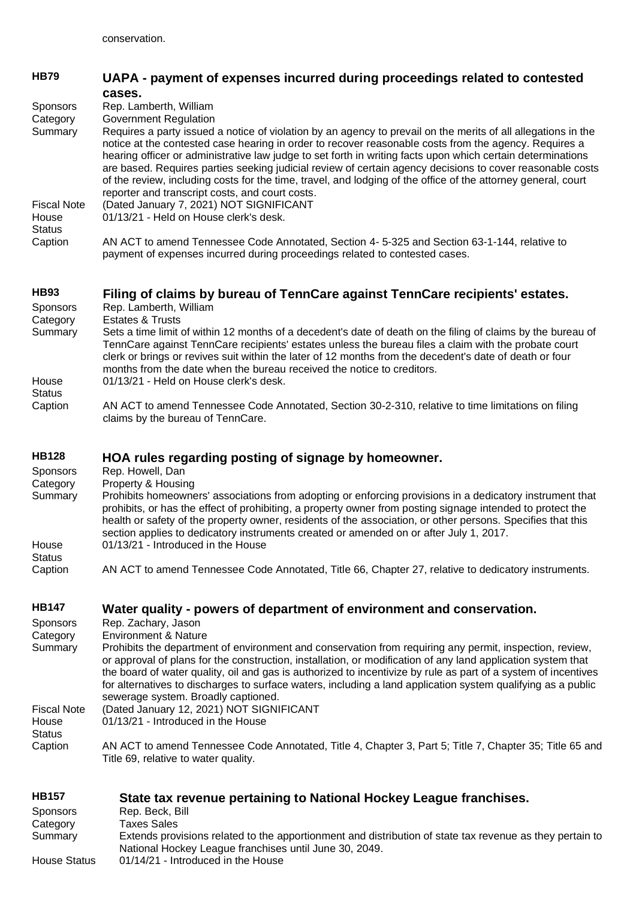conservation.

## HB79 UAPA - payment of expenses incurred during proceedings related to contested cases.

**Sponsors** Rep. Lamberth, William

**Category** Government Regulation

**Summary** Requires a party issued a notice of violation by an agency to prevail on the merits of all allegations in the notice at the contested case hearing in order to recover reasonable costs from the agency. Requires a hearing officer or administrative law judge to set forth in writing facts upon which certain determinations are based. Requires parties seeking judicial review of certain agency decisions to cover reasonable costs of the review, including costs for the time, travel, and lodging of the office of the attorney general, court reporter and transcript costs, and court costs.

**Fiscal Note** (Dated January 7, 2021) NOT SIGNIFICANT

**House Status** 01/13/21 - Held on House clerk's desk.

**Caption** AN ACT to amend Tennessee Code Annotated, Section 4- 5-325 and Section 63-1-144, relative to payment of expenses incurred during proceedings related to contested cases.

## HB93 Filing of claims by bureau of TennCare against TennCare recipients' estates.

**Sponsors** Rep. Lamberth, William

**Category** Estates & Trusts

**Summary** Sets a time limit of within 12 months of a decedent's date of death on the filing of claims by the bureau of TennCare against TennCare recipients' estates unless the bureau files a claim with the probate court clerk or brings or revives suit within the later of 12 months from the decedent's date of death or four months from the date when the bureau received the notice to creditors.

**House Status** 01/13/21 - Held on House clerk's desk.

**Caption** AN ACT to amend Tennessee Code Annotated, Section 30-2-310, relative to time limitations on filing claims by the bureau of TennCare.

## HB128 HOA rules regarding posting of signage by homeowner.

**Sponsors** Rep. Howell, Dan

**Category** Property & Housing

**Summary** Prohibits homeowners' associations from adopting or enforcing provisions in a dedicatory instrument that prohibits, or has the effect of prohibiting, a property owner from posting signage intended to protect the health or safety of the property owner, residents of the association, or other persons. Specifies that this section applies to dedicatory instruments created or amended on or after July 1, 2017.

**House Status** 01/13/21 - Introduced in the House

**Caption** AN ACT to amend Tennessee Code Annotated, Title 66, Chapter 27, relative to dedicatory instruments.

## HB147 Water quality - powers of department of environment and conservation.

**Sponsors** Rep. Zachary, Jason

**Category** Environment & Nature

**Summary** Prohibits the department of environment and conservation from requiring any permit, inspection, review, or approval of plans for the construction, installation, or modification of any land application system that the board of water quality, oil and gas is authorized to incentivize by rule as part of a system of incentives for alternatives to discharges to surface waters, including a land application system qualifying as a public sewerage system. Broadly captioned.

**Fiscal Note** (Dated January 12, 2021) NOT SIGNIFICANT

**House Status** 01/13/21 - Introduced in the House

**Caption** AN ACT to amend Tennessee Code Annotated, Title 4, Chapter 3, Part 5; Title 7, Chapter 35; Title 65 and Title 69, relative to water quality.

## HB157 State tax revenue pertaining to National Hockey League franchises.

**Sponsors** Rep. Beck, Bill

**Category** Taxes Sales

**Summary** Extends provisions related to the apportionment and distribution of state tax revenue as they pertain to National Hockey League franchises until June 30, 2049.

**House Status** 01/14/21 - Introduced in the House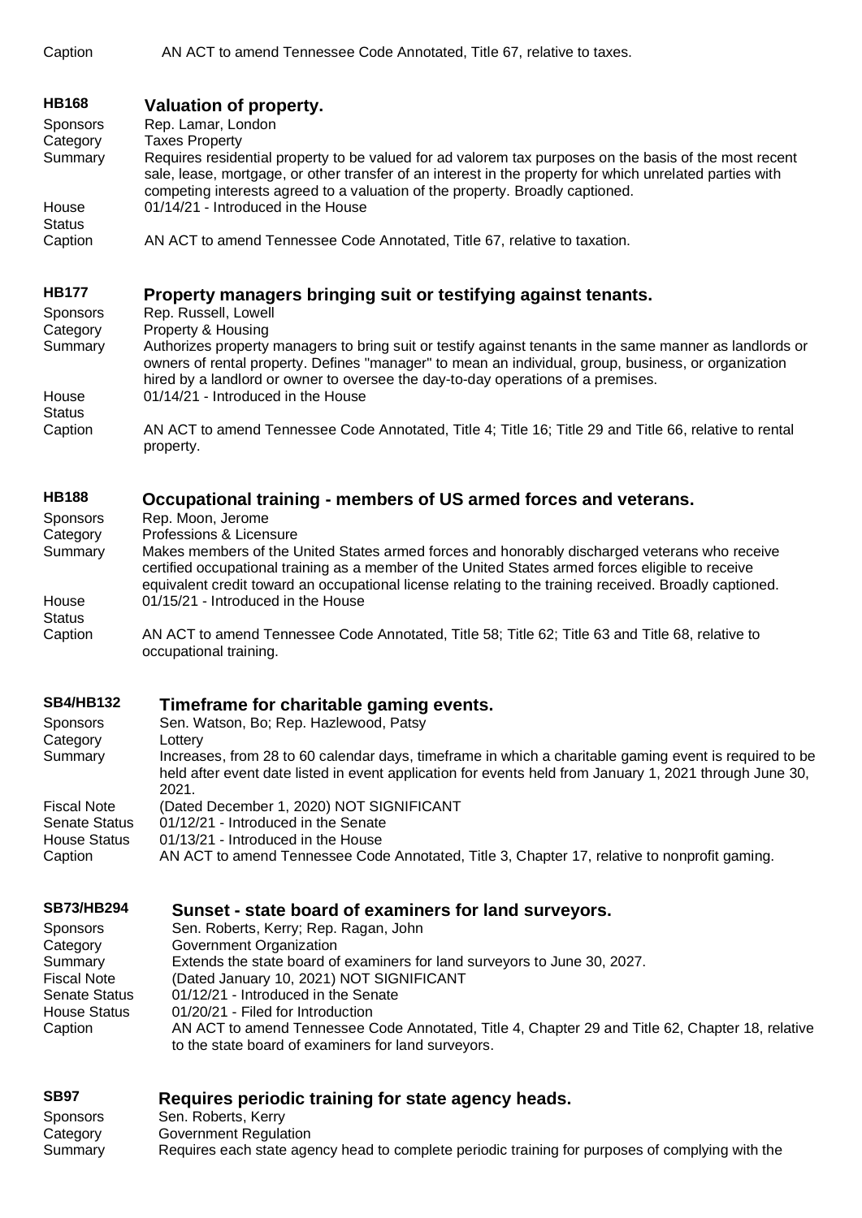Caption AN ACT to amend Tennessee Code Annotated, Title 67, relative to taxes.

## HB168 Valuation of property.

**Sponsors** Rep. Lamar, London
**Category** Taxes Property
**Summary** Requires residential property to be valued for ad valorem tax purposes on the basis of the most recent sale, lease, mortgage, or other transfer of an interest in the property for which unrelated parties with competing interests agreed to a valuation of the property. Broadly captioned.
**House Status** 01/14/21 - Introduced in the House
**Caption** AN ACT to amend Tennessee Code Annotated, Title 67, relative to taxation.

## HB177 Property managers bringing suit or testifying against tenants.

**Sponsors** Rep. Russell, Lowell
**Category** Property & Housing
**Summary** Authorizes property managers to bring suit or testify against tenants in the same manner as landlords or owners of rental property. Defines "manager" to mean an individual, group, business, or organization hired by a landlord or owner to oversee the day-to-day operations of a premises.
**House Status** 01/14/21 - Introduced in the House
**Caption** AN ACT to amend Tennessee Code Annotated, Title 4; Title 16; Title 29 and Title 66, relative to rental property.

## HB188 Occupational training - members of US armed forces and veterans.

**Sponsors** Rep. Moon, Jerome
**Category** Professions & Licensure
**Summary** Makes members of the United States armed forces and honorably discharged veterans who receive certified occupational training as a member of the United States armed forces eligible to receive equivalent credit toward an occupational license relating to the training received. Broadly captioned.
**House Status** 01/15/21 - Introduced in the House
**Caption** AN ACT to amend Tennessee Code Annotated, Title 58; Title 62; Title 63 and Title 68, relative to occupational training.

## SB4/HB132 Timeframe for charitable gaming events.

**Sponsors** Sen. Watson, Bo; Rep. Hazlewood, Patsy
**Category** Lottery
**Summary** Increases, from 28 to 60 calendar days, timeframe in which a charitable gaming event is required to be held after event date listed in event application for events held from January 1, 2021 through June 30, 2021.
**Fiscal Note** (Dated December 1, 2020) NOT SIGNIFICANT
**Senate Status** 01/12/21 - Introduced in the Senate
**House Status** 01/13/21 - Introduced in the House
**Caption** AN ACT to amend Tennessee Code Annotated, Title 3, Chapter 17, relative to nonprofit gaming.

## SB73/HB294 Sunset - state board of examiners for land surveyors.

**Sponsors** Sen. Roberts, Kerry; Rep. Ragan, John
**Category** Government Organization
**Summary** Extends the state board of examiners for land surveyors to June 30, 2027.
**Fiscal Note** (Dated January 10, 2021) NOT SIGNIFICANT
**Senate Status** 01/12/21 - Introduced in the Senate
**House Status** 01/20/21 - Filed for Introduction
**Caption** AN ACT to amend Tennessee Code Annotated, Title 4, Chapter 29 and Title 62, Chapter 18, relative to the state board of examiners for land surveyors.

## SB97 Requires periodic training for state agency heads.

**Sponsors** Sen. Roberts, Kerry
**Category** Government Regulation
**Summary** Requires each state agency head to complete periodic training for purposes of complying with the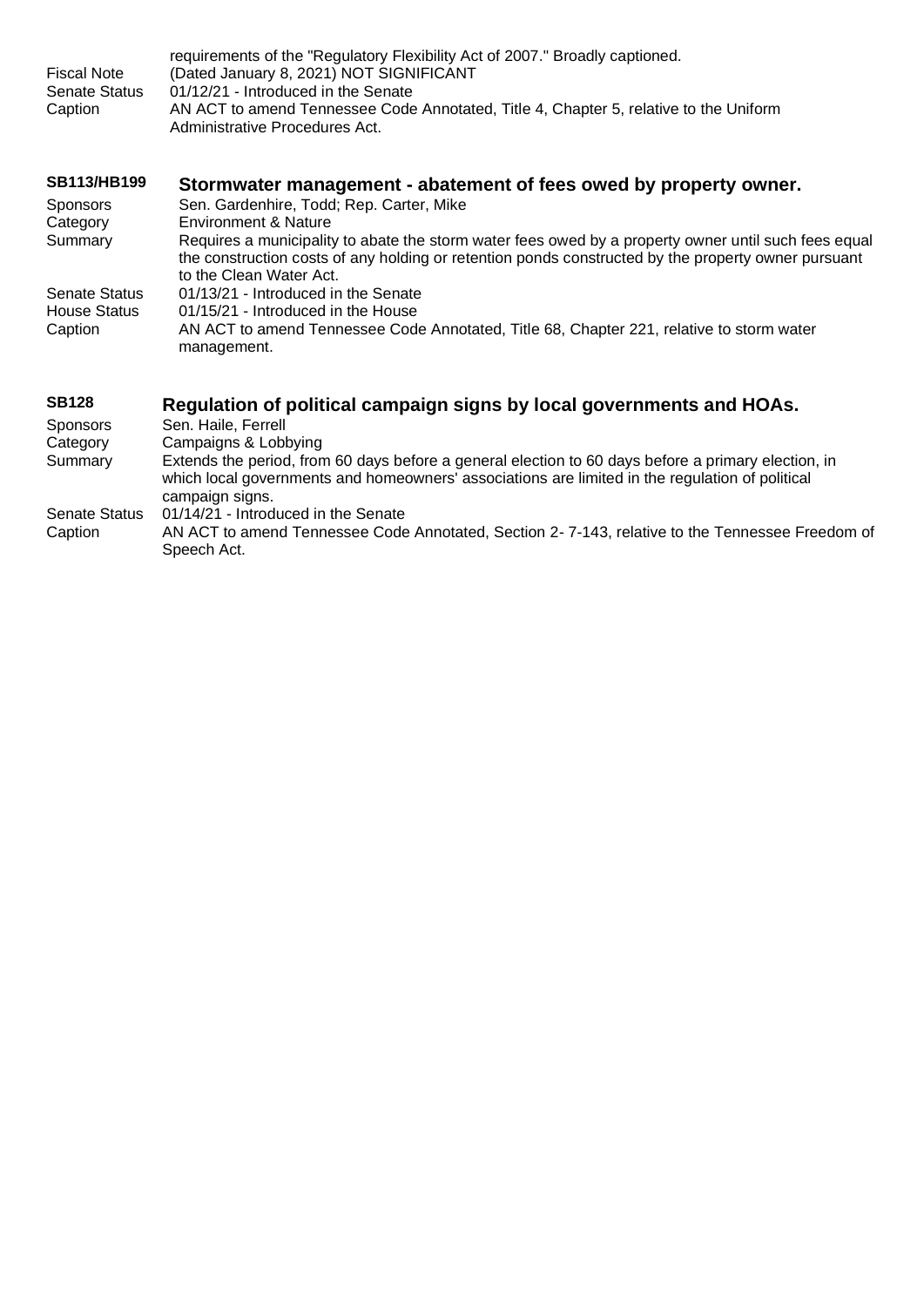| | |
|---|---|
| | requirements of the "Regulatory Flexibility Act of 2007." Broadly captioned. |
| Fiscal Note | (Dated January 8, 2021) NOT SIGNIFICANT |
| Senate Status | 01/12/21 - Introduced in the Senate |
| Caption | AN ACT to amend Tennessee Code Annotated, Title 4, Chapter 5, relative to the Uniform Administrative Procedures Act. |

### SB113/HB199 Stormwater management - abatement of fees owed by property owner.

| | |
|---|---|
| Sponsors | Sen. Gardenhire, Todd; Rep. Carter, Mike |
| Category | Environment & Nature |
| Summary | Requires a municipality to abate the storm water fees owed by a property owner until such fees equal the construction costs of any holding or retention ponds constructed by the property owner pursuant to the Clean Water Act. |
| Senate Status | 01/13/21 - Introduced in the Senate |
| House Status | 01/15/21 - Introduced in the House |
| Caption | AN ACT to amend Tennessee Code Annotated, Title 68, Chapter 221, relative to storm water management. |

### SB128 Regulation of political campaign signs by local governments and HOAs.

| | |
|---|---|
| Sponsors | Sen. Haile, Ferrell |
| Category | Campaigns & Lobbying |
| Summary | Extends the period, from 60 days before a general election to 60 days before a primary election, in which local governments and homeowners' associations are limited in the regulation of political campaign signs. |
| Senate Status | 01/14/21 - Introduced in the Senate |
| Caption | AN ACT to amend Tennessee Code Annotated, Section 2- 7-143, relative to the Tennessee Freedom of Speech Act. |